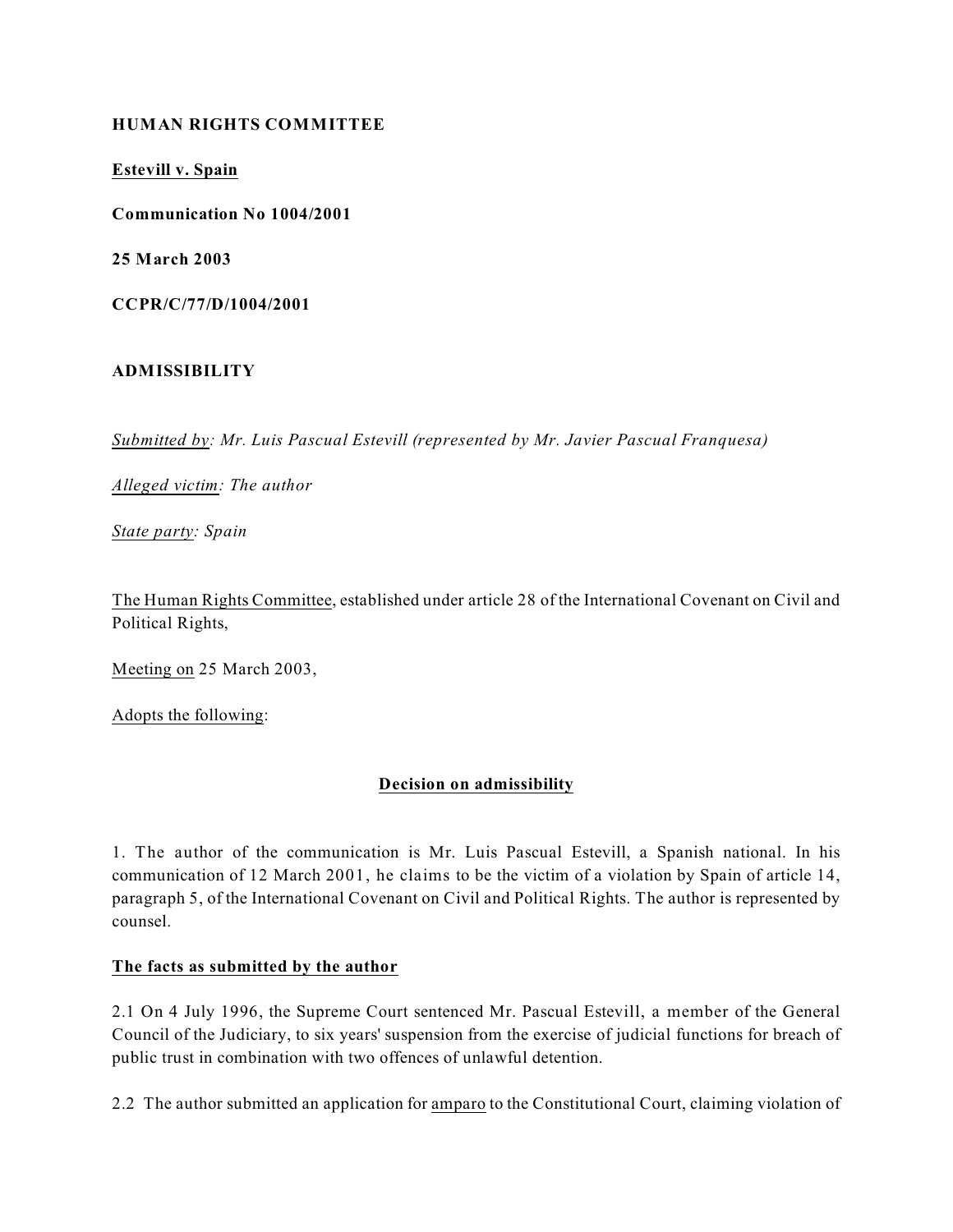**HUMAN RIGHTS COMMITTEE**

**Estevill v. Spain**

**Communication No 1004/2001**

**25 March 2003**

**CCPR/C/77/D/1004/2001**

**ADMISSIBILITY**

*Submitted by: Mr. Luis Pascual Estevill (represented by Mr. Javier Pascual Franquesa)*

*Alleged victim: The author*

*State party: Spain*

The Human Rights Committee, established under article 28 of the International Covenant on Civil and Political Rights,

Meeting on 25 March 2003,

Adopts the following:

**Decision on admissibility**

1. The author of the communication is Mr. Luis Pascual Estevill, a Spanish national. In his communication of 12 March 2001, he claims to be the victim of a violation by Spain of article 14, paragraph 5, of the International Covenant on Civil and Political Rights. The author is represented by counsel.

**The facts as submitted by the author**

2.1 On 4 July 1996, the Supreme Court sentenced Mr. Pascual Estevill, a member of the General Council of the Judiciary, to six years' suspension from the exercise of judicial functions for breach of public trust in combination with two offences of unlawful detention.

2.2 The author submitted an application for amparo to the Constitutional Court, claiming violation of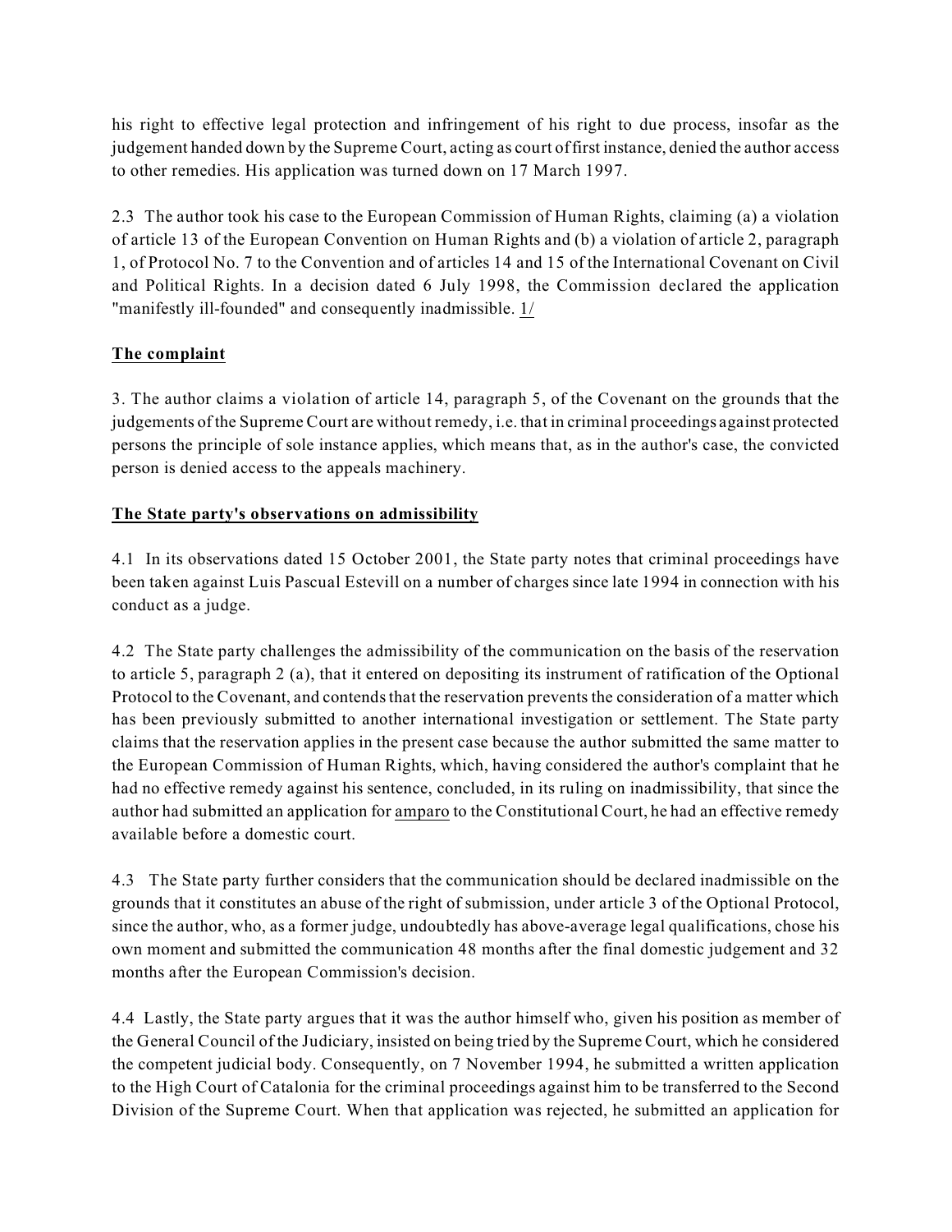his right to effective legal protection and infringement of his right to due process, insofar as the judgement handed down by the Supreme Court, acting as court of first instance, denied the author access to other remedies. His application was turned down on 17 March 1997.

2.3 The author took his case to the European Commission of Human Rights, claiming (a) a violation of article 13 of the European Convention on Human Rights and (b) a violation of article 2, paragraph 1, of Protocol No. 7 to the Convention and of articles 14 and 15 of the International Covenant on Civil and Political Rights. In a decision dated 6 July 1998, the Commission declared the application "manifestly ill-founded" and consequently inadmissible. 1/

## The complaint

3. The author claims a violation of article 14, paragraph 5, of the Covenant on the grounds that the judgements of the Supreme Court are without remedy, i.e. that in criminal proceedings against protected persons the principle of sole instance applies, which means that, as in the author's case, the convicted person is denied access to the appeals machinery.

## The State party's observations on admissibility

4.1 In its observations dated 15 October 2001, the State party notes that criminal proceedings have been taken against Luis Pascual Estevill on a number of charges since late 1994 in connection with his conduct as a judge.

4.2 The State party challenges the admissibility of the communication on the basis of the reservation to article 5, paragraph 2 (a), that it entered on depositing its instrument of ratification of the Optional Protocol to the Covenant, and contends that the reservation prevents the consideration of a matter which has been previously submitted to another international investigation or settlement. The State party claims that the reservation applies in the present case because the author submitted the same matter to the European Commission of Human Rights, which, having considered the author's complaint that he had no effective remedy against his sentence, concluded, in its ruling on inadmissibility, that since the author had submitted an application for amparo to the Constitutional Court, he had an effective remedy available before a domestic court.

4.3 The State party further considers that the communication should be declared inadmissible on the grounds that it constitutes an abuse of the right of submission, under article 3 of the Optional Protocol, since the author, who, as a former judge, undoubtedly has above-average legal qualifications, chose his own moment and submitted the communication 48 months after the final domestic judgement and 32 months after the European Commission's decision.

4.4 Lastly, the State party argues that it was the author himself who, given his position as member of the General Council of the Judiciary, insisted on being tried by the Supreme Court, which he considered the competent judicial body. Consequently, on 7 November 1994, he submitted a written application to the High Court of Catalonia for the criminal proceedings against him to be transferred to the Second Division of the Supreme Court. When that application was rejected, he submitted an application for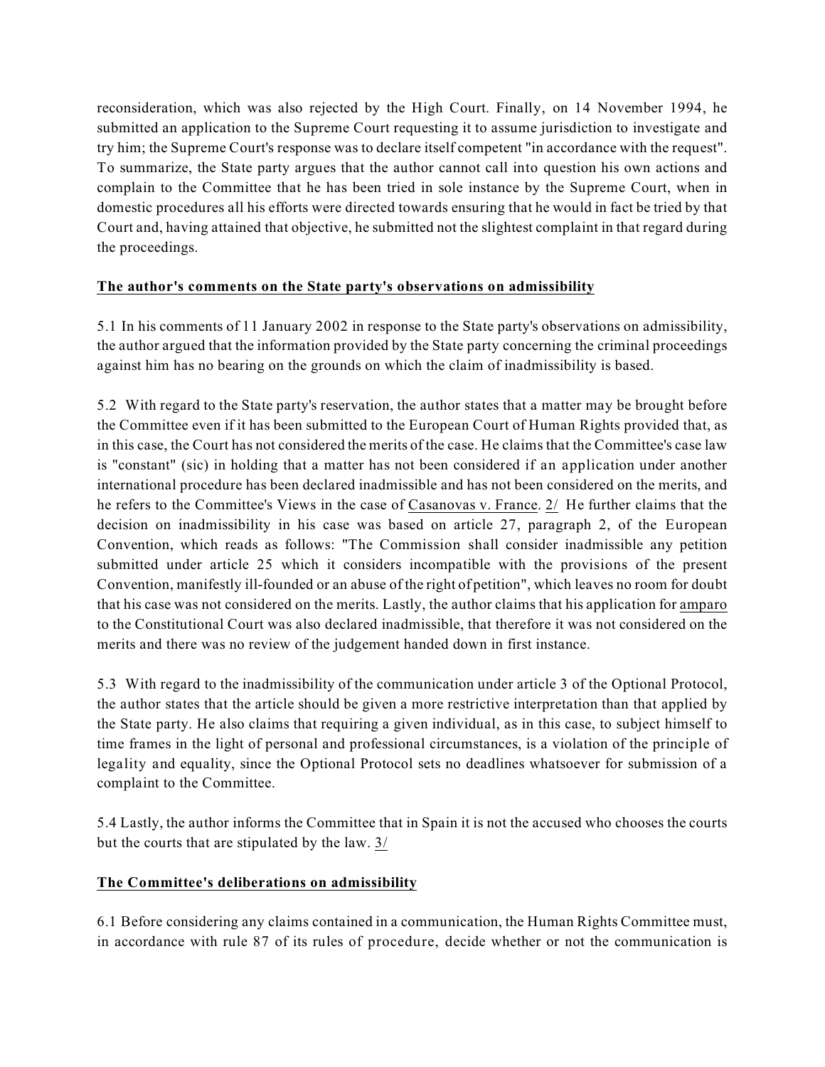reconsideration, which was also rejected by the High Court. Finally, on 14 November 1994, he submitted an application to the Supreme Court requesting it to assume jurisdiction to investigate and try him; the Supreme Court's response was to declare itself competent "in accordance with the request". To summarize, the State party argues that the author cannot call into question his own actions and complain to the Committee that he has been tried in sole instance by the Supreme Court, when in domestic procedures all his efforts were directed towards ensuring that he would in fact be tried by that Court and, having attained that objective, he submitted not the slightest complaint in that regard during the proceedings.

**The author's comments on the State party's observations on admissibility**

5.1 In his comments of 11 January 2002 in response to the State party's observations on admissibility, the author argued that the information provided by the State party concerning the criminal proceedings against him has no bearing on the grounds on which the claim of inadmissibility is based.

5.2 With regard to the State party's reservation, the author states that a matter may be brought before the Committee even if it has been submitted to the European Court of Human Rights provided that, as in this case, the Court has not considered the merits of the case. He claims that the Committee's case law is "constant" (sic) in holding that a matter has not been considered if an application under another international procedure has been declared inadmissible and has not been considered on the merits, and he refers to the Committee's Views in the case of Casanovas v. France. 2/ He further claims that the decision on inadmissibility in his case was based on article 27, paragraph 2, of the European Convention, which reads as follows: "The Commission shall consider inadmissible any petition submitted under article 25 which it considers incompatible with the provisions of the present Convention, manifestly ill-founded or an abuse of the right of petition", which leaves no room for doubt that his case was not considered on the merits. Lastly, the author claims that his application for amparo to the Constitutional Court was also declared inadmissible, that therefore it was not considered on the merits and there was no review of the judgement handed down in first instance.

5.3 With regard to the inadmissibility of the communication under article 3 of the Optional Protocol, the author states that the article should be given a more restrictive interpretation than that applied by the State party. He also claims that requiring a given individual, as in this case, to subject himself to time frames in the light of personal and professional circumstances, is a violation of the principle of legality and equality, since the Optional Protocol sets no deadlines whatsoever for submission of a complaint to the Committee.

5.4 Lastly, the author informs the Committee that in Spain it is not the accused who chooses the courts but the courts that are stipulated by the law. 3/

**The Committee's deliberations on admissibility**

6.1 Before considering any claims contained in a communication, the Human Rights Committee must, in accordance with rule 87 of its rules of procedure, decide whether or not the communication is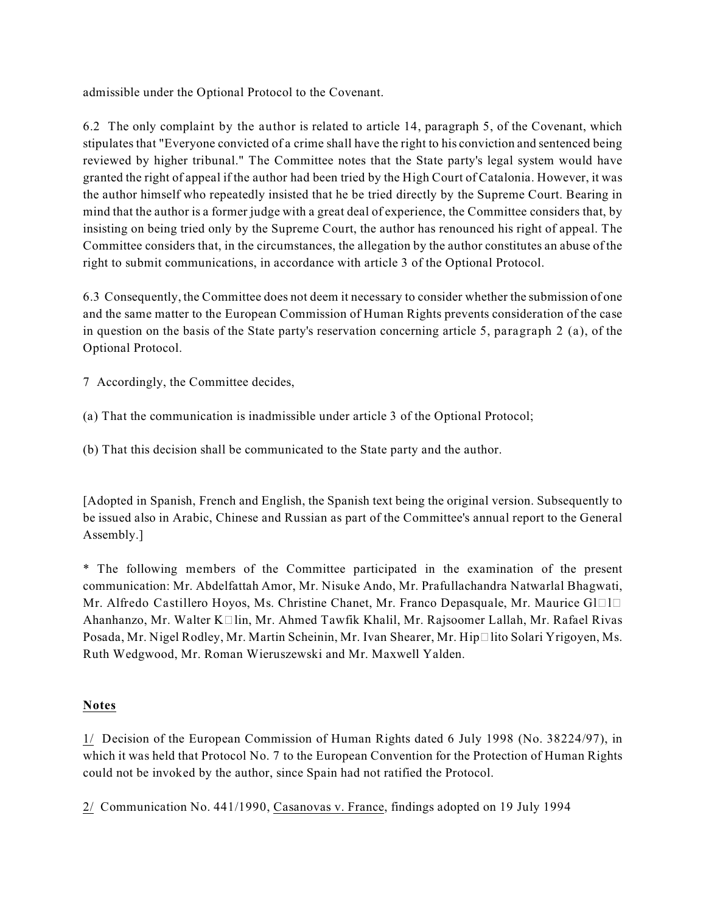admissible under the Optional Protocol to the Covenant.

6.2 The only complaint by the author is related to article 14, paragraph 5, of the Covenant, which stipulates that "Everyone convicted of a crime shall have the right to his conviction and sentenced being reviewed by higher tribunal." The Committee notes that the State party's legal system would have granted the right of appeal if the author had been tried by the High Court of Catalonia. However, it was the author himself who repeatedly insisted that he be tried directly by the Supreme Court. Bearing in mind that the author is a former judge with a great deal of experience, the Committee considers that, by insisting on being tried only by the Supreme Court, the author has renounced his right of appeal. The Committee considers that, in the circumstances, the allegation by the author constitutes an abuse of the right to submit communications, in accordance with article 3 of the Optional Protocol.

6.3 Consequently, the Committee does not deem it necessary to consider whether the submission of one and the same matter to the European Commission of Human Rights prevents consideration of the case in question on the basis of the State party's reservation concerning article 5, paragraph 2 (a), of the Optional Protocol.

7 Accordingly, the Committee decides,

(a) That the communication is inadmissible under article 3 of the Optional Protocol;

(b) That this decision shall be communicated to the State party and the author.

[Adopted in Spanish, French and English, the Spanish text being the original version. Subsequently to be issued also in Arabic, Chinese and Russian as part of the Committee's annual report to the General Assembly.]

* The following members of the Committee participated in the examination of the present communication: Mr. Abdelfattah Amor, Mr. Nisuke Ando, Mr. Prafullachandra Natwarlal Bhagwati, Mr. Alfredo Castillero Hoyos, Ms. Christine Chanet, Mr. Franco Depasquale, Mr. Maurice Gl□l□ Ahanhanzo, Mr. Walter K□lin, Mr. Ahmed Tawfik Khalil, Mr. Rajsoomer Lallah, Mr. Rafael Rivas Posada, Mr. Nigel Rodley, Mr. Martin Scheinin, Mr. Ivan Shearer, Mr. Hip□lito Solari Yrigoyen, Ms. Ruth Wedgwood, Mr. Roman Wieruszewski and Mr. Maxwell Yalden.

**Notes**

1/ Decision of the European Commission of Human Rights dated 6 July 1998 (No. 38224/97), in which it was held that Protocol No. 7 to the European Convention for the Protection of Human Rights could not be invoked by the author, since Spain had not ratified the Protocol.

2/ Communication No. 441/1990, Casanovas v. France, findings adopted on 19 July 1994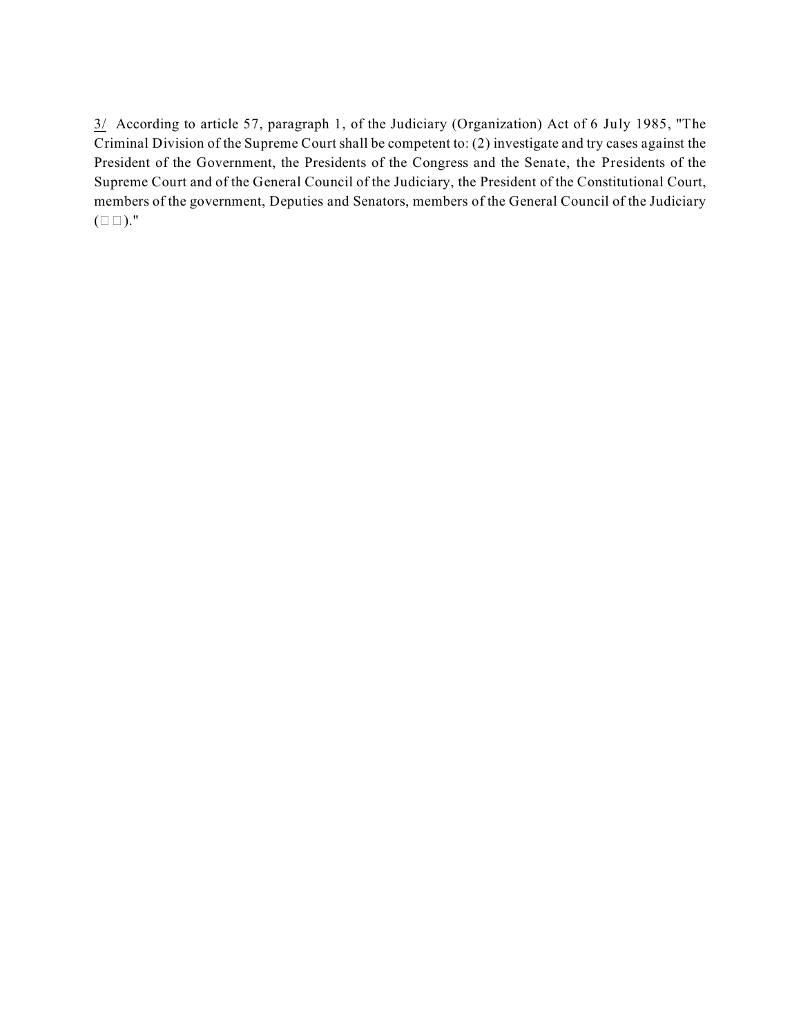3/ According to article 57, paragraph 1, of the Judiciary (Organization) Act of 6 July 1985, "The Criminal Division of the Supreme Court shall be competent to: (2) investigate and try cases against the President of the Government, the Presidents of the Congress and the Senate, the Presidents of the Supreme Court and of the General Council of the Judiciary, the President of the Constitutional Court, members of the government, Deputies and Senators, members of the General Council of the Judiciary (□□)."